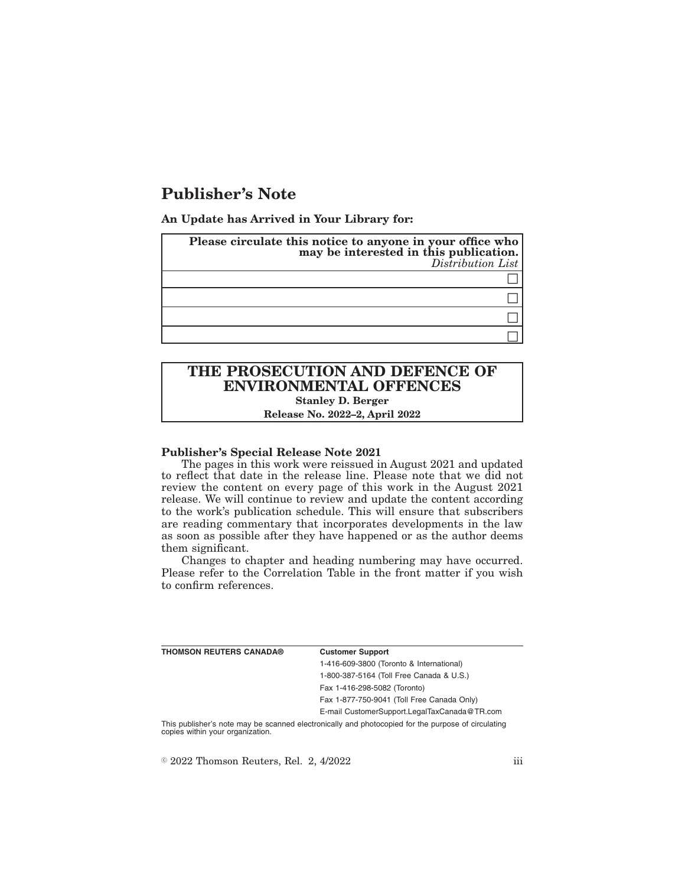# Publisher's Note

**An Update has Arrived in Your Library for:**

| **Please circulate this notice to anyone in your office who may be interested in this publication.** *Distribution List* |
|---|
| ☐ |
| ☐ |
| ☐ |
| ☐ |

## THE PROSECUTION AND DEFENCE OF ENVIRONMENTAL OFFENCES

**Stanley D. Berger**

**Release No. 2022–2, April 2022**

**Publisher's Special Release Note 2021**

The pages in this work were reissued in August 2021 and updated to reflect that date in the release line. Please note that we did not review the content on every page of this work in the August 2021 release. We will continue to review and update the content according to the work's publication schedule. This will ensure that subscribers are reading commentary that incorporates developments in the law as soon as possible after they have happened or as the author deems them significant.

Changes to chapter and heading numbering may have occurred. Please refer to the Correlation Table in the front matter if you wish to confirm references.

| **THOMSON REUTERS CANADA®** | **Customer Support** |
|---|---|
| | 1-416-609-3800 (Toronto & International) |
| | 1-800-387-5164 (Toll Free Canada & U.S.) |
| | Fax 1-416-298-5082 (Toronto) |
| | Fax 1-877-750-9041 (Toll Free Canada Only) |
| | E-mail CustomerSupport.LegalTaxCanada@TR.com |

This publisher's note may be scanned electronically and photocopied for the purpose of circulating copies within your organization.

© 2022 Thomson Reuters, Rel. 2, 4/2022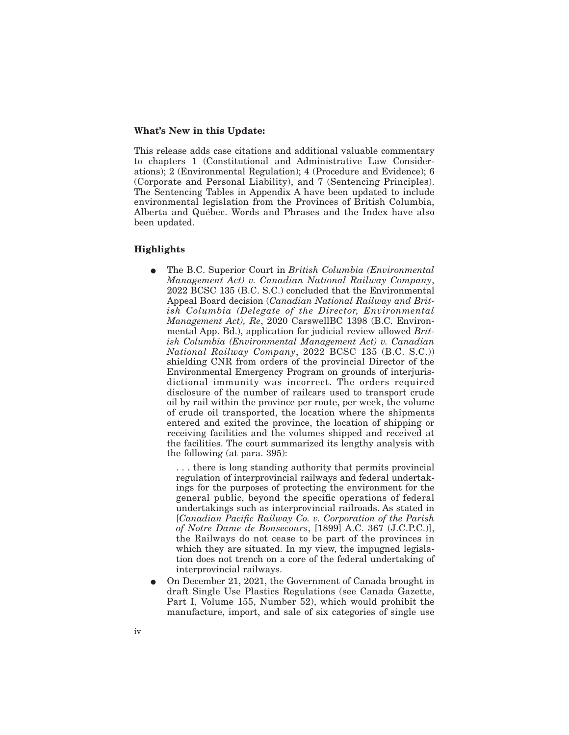**What's New in this Update:**

This release adds case citations and additional valuable commentary to chapters 1 (Constitutional and Administrative Law Considerations); 2 (Environmental Regulation); 4 (Procedure and Evidence); 6 (Corporate and Personal Liability), and 7 (Sentencing Principles). The Sentencing Tables in Appendix A have been updated to include environmental legislation from the Provinces of British Columbia, Alberta and Québec. Words and Phrases and the Index have also been updated.

**Highlights**

- The B.C. Superior Court in *British Columbia (Environmental Management Act) v. Canadian National Railway Company*, 2022 BCSC 135 (B.C. S.C.) concluded that the Environmental Appeal Board decision (*Canadian National Railway and British Columbia (Delegate of the Director, Environmental Management Act), Re*, 2020 CarswellBC 1398 (B.C. Environmental App. Bd.), application for judicial review allowed *British Columbia (Environmental Management Act) v. Canadian National Railway Company*, 2022 BCSC 135 (B.C. S.C.)) shielding CNR from orders of the provincial Director of the Environmental Emergency Program on grounds of interjurisdictional immunity was incorrect. The orders required disclosure of the number of railcars used to transport crude oil by rail within the province per route, per week, the volume of crude oil transported, the location where the shipments entered and exited the province, the location of shipping or receiving facilities and the volumes shipped and received at the facilities. The court summarized its lengthy analysis with the following (at para. 395):

  > . . . there is long standing authority that permits provincial regulation of interprovincial railways and federal undertakings for the purposes of protecting the environment for the general public, beyond the specific operations of federal undertakings such as interprovincial railroads. As stated in [*Canadian Pacific Railway Co. v. Corporation of the Parish of Notre Dame de Bonsecours*, [1899] A.C. 367 (J.C.P.C.)], the Railways do not cease to be part of the provinces in which they are situated. In my view, the impugned legislation does not trench on a core of the federal undertaking of interprovincial railways.

- On December 21, 2021, the Government of Canada brought in draft Single Use Plastics Regulations (see Canada Gazette, Part I, Volume 155, Number 52), which would prohibit the manufacture, import, and sale of six categories of single use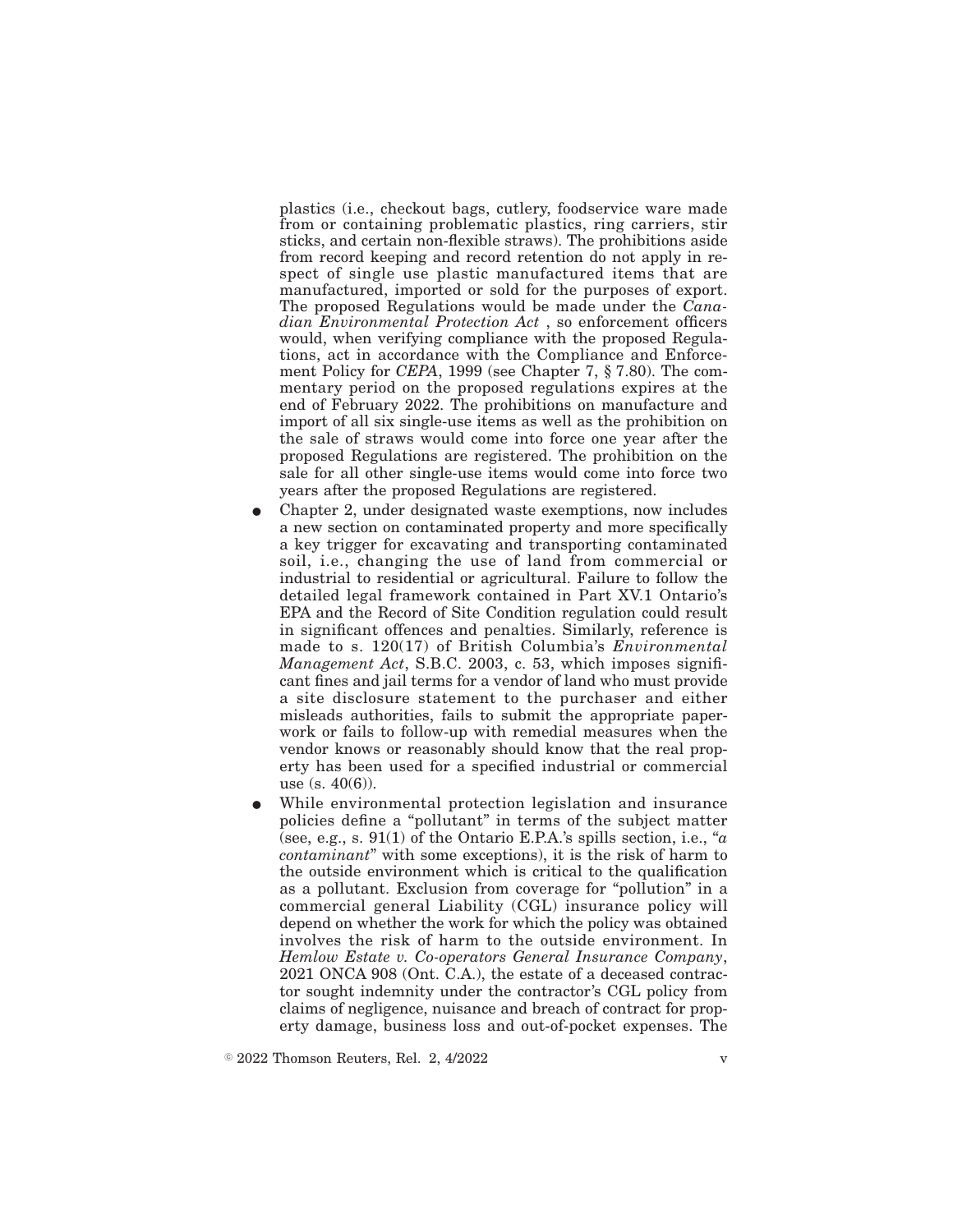plastics (i.e., checkout bags, cutlery, foodservice ware made from or containing problematic plastics, ring carriers, stir sticks, and certain non-flexible straws). The prohibitions aside from record keeping and record retention do not apply in respect of single use plastic manufactured items that are manufactured, imported or sold for the purposes of export. The proposed Regulations would be made under the *Canadian Environmental Protection Act* , so enforcement officers would, when verifying compliance with the proposed Regulations, act in accordance with the Compliance and Enforcement Policy for *CEPA*, 1999 (see Chapter 7, § 7.80). The commentary period on the proposed regulations expires at the end of February 2022. The prohibitions on manufacture and import of all six single-use items as well as the prohibition on the sale of straws would come into force one year after the proposed Regulations are registered. The prohibition on the sale for all other single-use items would come into force two years after the proposed Regulations are registered.

- Chapter 2, under designated waste exemptions, now includes a new section on contaminated property and more specifically a key trigger for excavating and transporting contaminated soil, i.e., changing the use of land from commercial or industrial to residential or agricultural. Failure to follow the detailed legal framework contained in Part XV.1 Ontario's EPA and the Record of Site Condition regulation could result in significant offences and penalties. Similarly, reference is made to s. 120(17) of British Columbia's *Environmental Management Act*, S.B.C. 2003, c. 53, which imposes significant fines and jail terms for a vendor of land who must provide a site disclosure statement to the purchaser and either misleads authorities, fails to submit the appropriate paperwork or fails to follow-up with remedial measures when the vendor knows or reasonably should know that the real property has been used for a specified industrial or commercial use (s. 40(6)).
- While environmental protection legislation and insurance policies define a "pollutant" in terms of the subject matter (see, e.g., s. 91(1) of the Ontario E.P.A.'s spills section, i.e., "*a contaminant*" with some exceptions), it is the risk of harm to the outside environment which is critical to the qualification as a pollutant. Exclusion from coverage for "pollution" in a commercial general Liability (CGL) insurance policy will depend on whether the work for which the policy was obtained involves the risk of harm to the outside environment. In *Hemlow Estate v. Co-operators General Insurance Company*, 2021 ONCA 908 (Ont. C.A.), the estate of a deceased contractor sought indemnity under the contractor's CGL policy from claims of negligence, nuisance and breach of contract for property damage, business loss and out-of-pocket expenses. The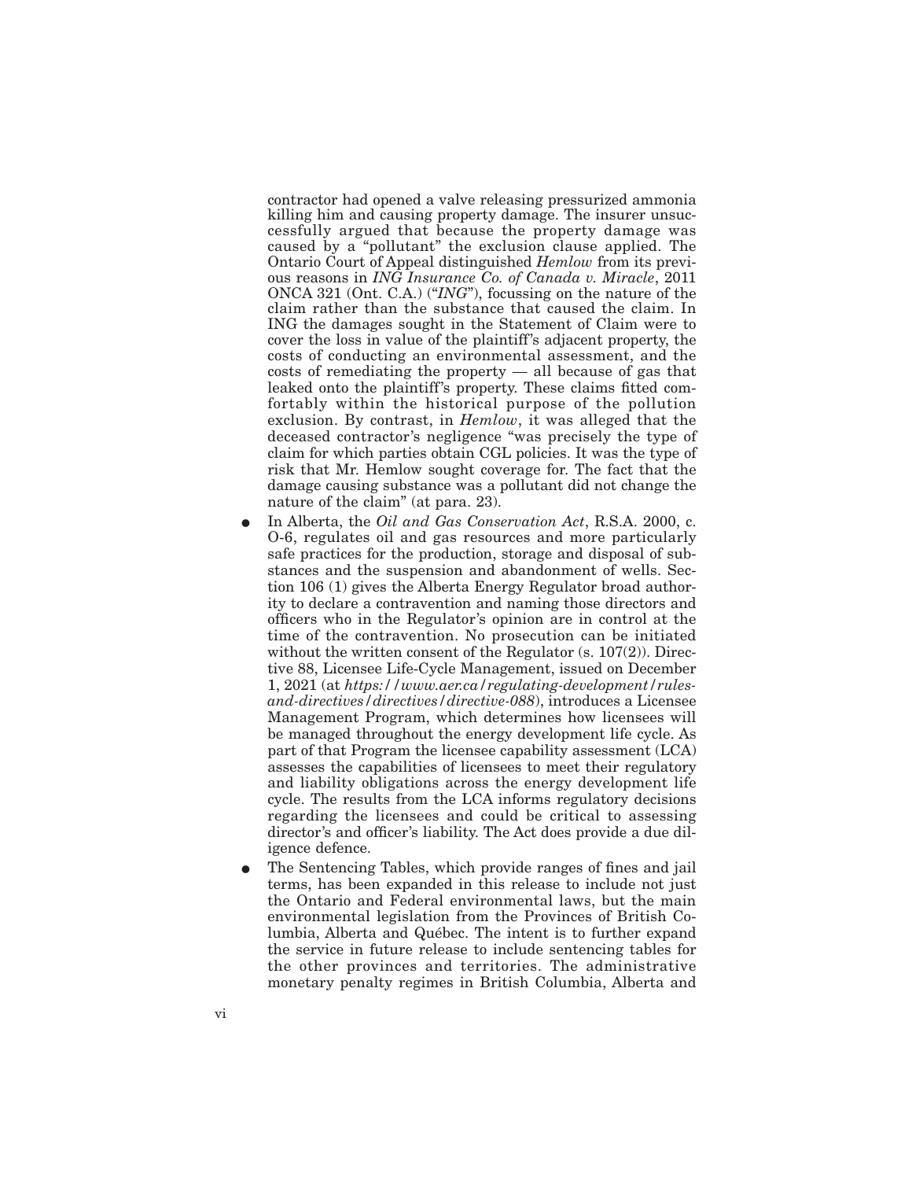contractor had opened a valve releasing pressurized ammonia killing him and causing property damage. The insurer unsuccessfully argued that because the property damage was caused by a "pollutant" the exclusion clause applied. The Ontario Court of Appeal distinguished *Hemlow* from its previous reasons in *ING Insurance Co. of Canada v. Miracle*, 2011 ONCA 321 (Ont. C.A.) ("*ING*"), focussing on the nature of the claim rather than the substance that caused the claim. In ING the damages sought in the Statement of Claim were to cover the loss in value of the plaintiff's adjacent property, the costs of conducting an environmental assessment, and the costs of remediating the property — all because of gas that leaked onto the plaintiff's property. These claims fitted comfortably within the historical purpose of the pollution exclusion. By contrast, in *Hemlow*, it was alleged that the deceased contractor's negligence "was precisely the type of claim for which parties obtain CGL policies. It was the type of risk that Mr. Hemlow sought coverage for. The fact that the damage causing substance was a pollutant did not change the nature of the claim" (at para. 23).

- In Alberta, the *Oil and Gas Conservation Act*, R.S.A. 2000, c. O-6, regulates oil and gas resources and more particularly safe practices for the production, storage and disposal of substances and the suspension and abandonment of wells. Section 106 (1) gives the Alberta Energy Regulator broad authority to declare a contravention and naming those directors and officers who in the Regulator's opinion are in control at the time of the contravention. No prosecution can be initiated without the written consent of the Regulator (s. 107(2)). Directive 88, Licensee Life-Cycle Management, issued on December 1, 2021 (at *https://www.aer.ca/regulating-development/rules-and-directives/directives/directive-088*), introduces a Licensee Management Program, which determines how licensees will be managed throughout the energy development life cycle. As part of that Program the licensee capability assessment (LCA) assesses the capabilities of licensees to meet their regulatory and liability obligations across the energy development life cycle. The results from the LCA informs regulatory decisions regarding the licensees and could be critical to assessing director's and officer's liability. The Act does provide a due diligence defence.
- The Sentencing Tables, which provide ranges of fines and jail terms, has been expanded in this release to include not just the Ontario and Federal environmental laws, but the main environmental legislation from the Provinces of British Columbia, Alberta and Québec. The intent is to further expand the service in future release to include sentencing tables for the other provinces and territories. The administrative monetary penalty regimes in British Columbia, Alberta and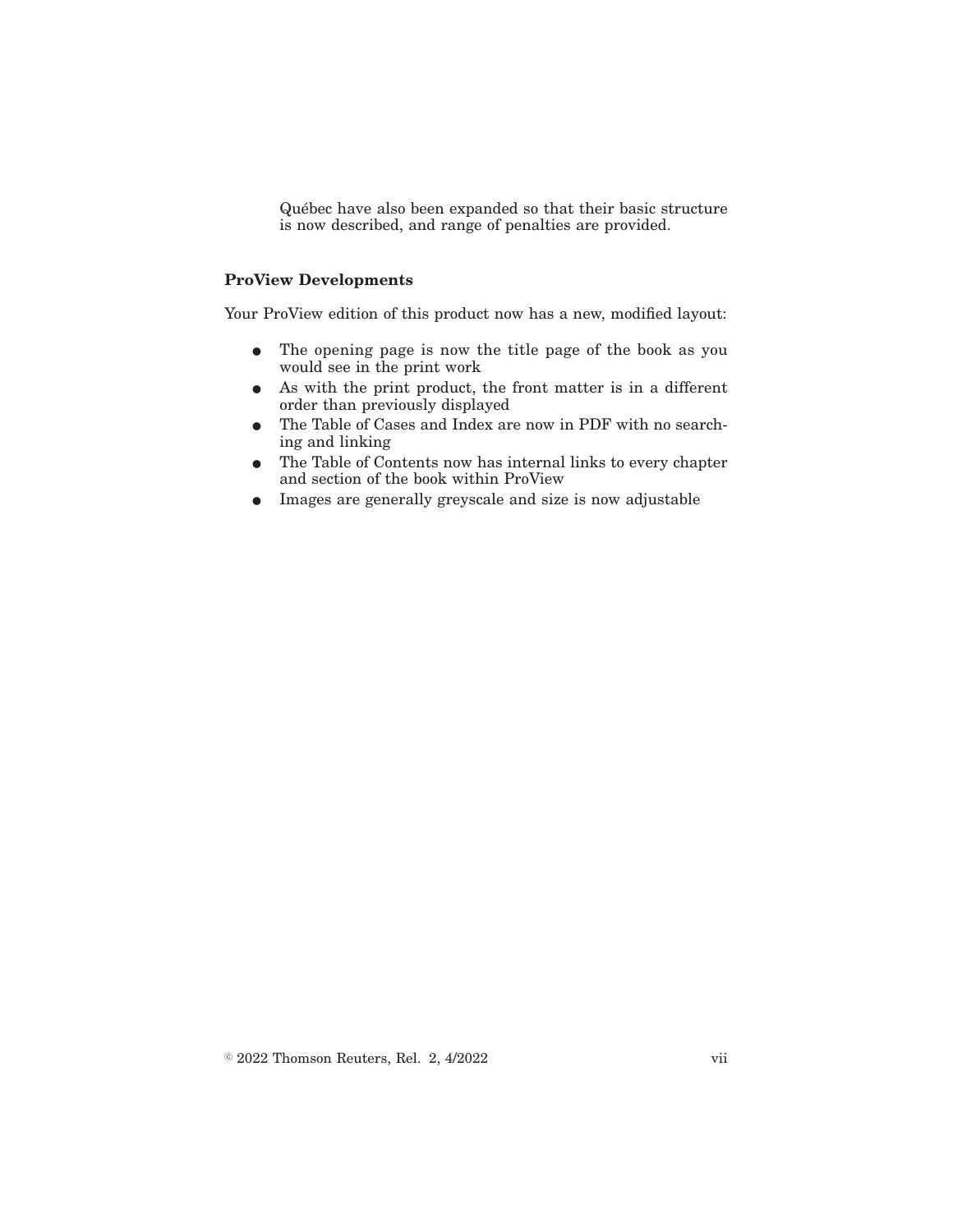Québec have also been expanded so that their basic structure is now described, and range of penalties are provided.

**ProView Developments**

Your ProView edition of this product now has a new, modified layout:

- The opening page is now the title page of the book as you would see in the print work
- As with the print product, the front matter is in a different order than previously displayed
- The Table of Cases and Index are now in PDF with no searching and linking
- The Table of Contents now has internal links to every chapter and section of the book within ProView
- Images are generally greyscale and size is now adjustable